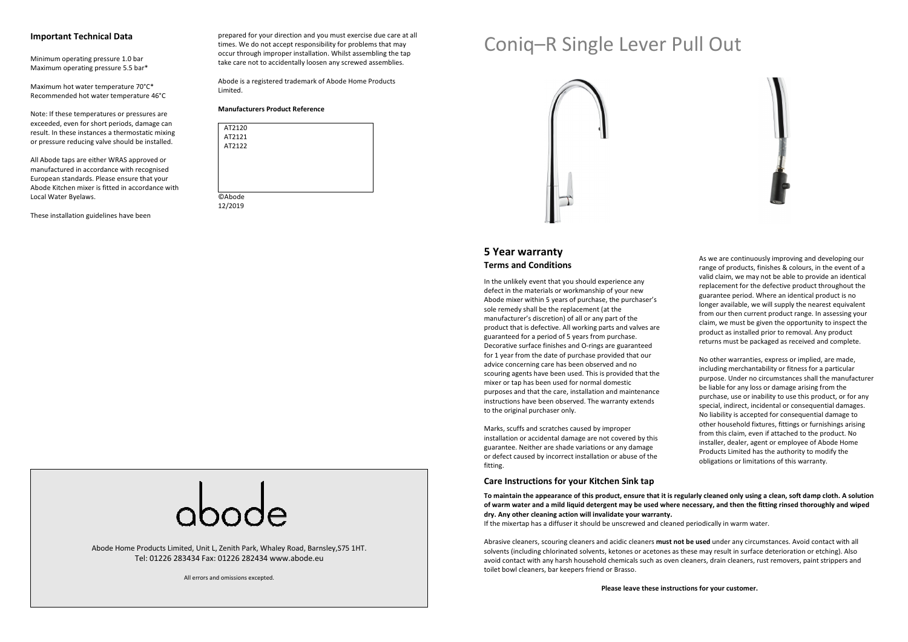## Important Technical Data

Minimum operating pressure 1.0 bar
Maximum operating pressure 5.5 bar*

Maximum hot water temperature 70°C*
Recommended hot water temperature 46°C

Note: If these temperatures or pressures are exceeded, even for short periods, damage can result. In these instances a thermostatic mixing or pressure reducing valve should be installed.

All Abode taps are either WRAS approved or manufactured in accordance with recognised European standards. Please ensure that your Abode Kitchen mixer is fitted in accordance with Local Water Byelaws.

These installation guidelines have been prepared for your direction and you must exercise due care at all times. We do not accept responsibility for problems that may occur through improper installation. Whilst assembling the tap take care not to accidentally loosen any screwed assemblies.

Abode is a registered trademark of Abode Home Products Limited.

**Manufacturers Product Reference**

AT2120
AT2121
AT2122

©Abode
12/2019

abode

Abode Home Products Limited, Unit L, Zenith Park, Whaley Road, Barnsley,S75 1HT.
Tel: 01226 283434 Fax: 01226 282434 www.abode.eu

All errors and omissions excepted.

# Coniq–R Single Lever Pull Out

## 5 Year warranty

### Terms and Conditions

In the unlikely event that you should experience any defect in the materials or workmanship of your new Abode mixer within 5 years of purchase, the purchaser's sole remedy shall be the replacement (at the manufacturer's discretion) of all or any part of the product that is defective. All working parts and valves are guaranteed for a period of 5 years from purchase. Decorative surface finishes and O-rings are guaranteed for 1 year from the date of purchase provided that our advice concerning care has been observed and no scouring agents have been used. This is provided that the mixer or tap has been used for normal domestic purposes and that the care, installation and maintenance instructions have been observed. The warranty extends to the original purchaser only.

Marks, scuffs and scratches caused by improper installation or accidental damage are not covered by this guarantee. Neither are shade variations or any damage or defect caused by incorrect installation or abuse of the fitting.

As we are continuously improving and developing our range of products, finishes & colours, in the event of a valid claim, we may not be able to provide an identical replacement for the defective product throughout the guarantee period. Where an identical product is no longer available, we will supply the nearest equivalent from our then current product range. In assessing your claim, we must be given the opportunity to inspect the product as installed prior to removal. Any product returns must be packaged as received and complete.

No other warranties, express or implied, are made, including merchantability or fitness for a particular purpose. Under no circumstances shall the manufacturer be liable for any loss or damage arising from the purchase, use or inability to use this product, or for any special, indirect, incidental or consequential damages. No liability is accepted for consequential damage to other household fixtures, fittings or furnishings arising from this claim, even if attached to the product. No installer, dealer, agent or employee of Abode Home Products Limited has the authority to modify the obligations or limitations of this warranty.

### Care Instructions for your Kitchen Sink tap

**To maintain the appearance of this product, ensure that it is regularly cleaned only using a clean, soft damp cloth. A solution of warm water and a mild liquid detergent may be used where necessary, and then the fitting rinsed thoroughly and wiped dry. Any other cleaning action will invalidate your warranty.**
If the mixertap has a diffuser it should be unscrewed and cleaned periodically in warm water.

Abrasive cleaners, scouring cleaners and acidic cleaners **must not be used** under any circumstances. Avoid contact with all solvents (including chlorinated solvents, ketones or acetones as these may result in surface deterioration or etching). Also avoid contact with any harsh household chemicals such as oven cleaners, drain cleaners, rust removers, paint strippers and toilet bowl cleaners, bar keepers friend or Brasso.

**Please leave these instructions for your customer.**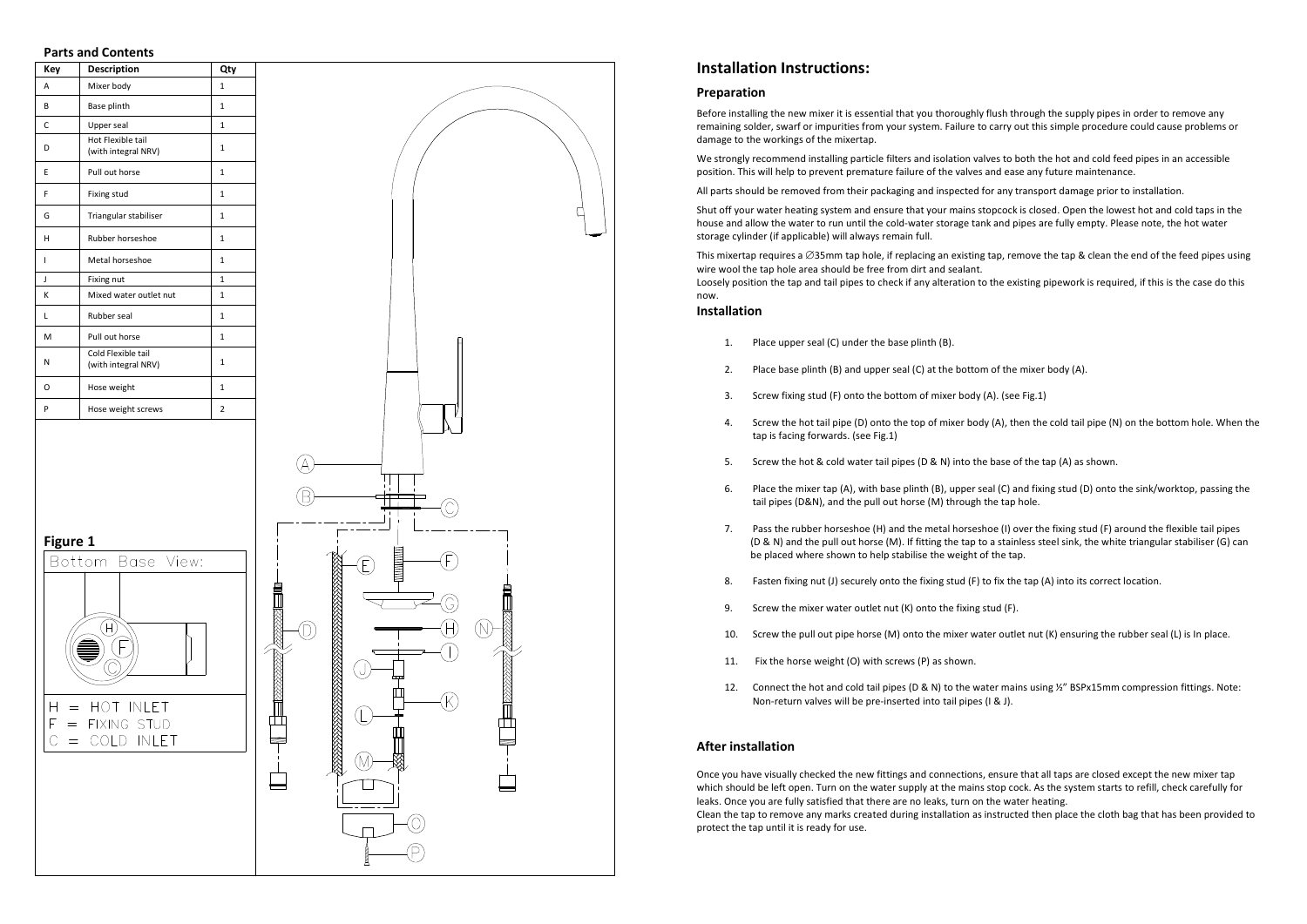## Parts and Contents

| Key | Description | Qty |
|---|---|---|
| A | Mixer body | 1 |
| B | Base plinth | 1 |
| C | Upper seal | 1 |
| D | Hot Flexible tail (with integral NRV) | 1 |
| E | Pull out horse | 1 |
| F | Fixing stud | 1 |
| G | Triangular stabiliser | 1 |
| H | Rubber horseshoe | 1 |
| I | Metal horseshoe | 1 |
| J | Fixing nut | 1 |
| K | Mixed water outlet nut | 1 |
| L | Rubber seal | 1 |
| M | Pull out horse | 1 |
| N | Cold Flexible tail (with integral NRV) | 1 |
| O | Hose weight | 1 |
| P | Hose weight screws | 2 |

## Figure 1

Bottom Base View:

H = HOT INLET
F = FIXING STUD
C = COLD INLET

A
B
C
D
E
F
G
H
I
J
K
L
M
N
O
P

# Installation Instructions:

## Preparation

Before installing the new mixer it is essential that you thoroughly flush through the supply pipes in order to remove any remaining solder, swarf or impurities from your system. Failure to carry out this simple procedure could cause problems or damage to the workings of the mixertap.

We strongly recommend installing particle filters and isolation valves to both the hot and cold feed pipes in an accessible position. This will help to prevent premature failure of the valves and ease any future maintenance.

All parts should be removed from their packaging and inspected for any transport damage prior to installation.

Shut off your water heating system and ensure that your mains stopcock is closed. Open the lowest hot and cold taps in the house and allow the water to run until the cold-water storage tank and pipes are fully empty. Please note, the hot water storage cylinder (if applicable) will always remain full.

This mixertap requires a ∅35mm tap hole, if replacing an existing tap, remove the tap & clean the end of the feed pipes using wire wool the tap hole area should be free from dirt and sealant.
Loosely position the tap and tail pipes to check if any alteration to the existing pipework is required, if this is the case do this now.

## Installation

1. Place upper seal (C) under the base plinth (B).
2. Place base plinth (B) and upper seal (C) at the bottom of the mixer body (A).
3. Screw fixing stud (F) onto the bottom of mixer body (A). (see Fig.1)
4. Screw the hot tail pipe (D) onto the top of mixer body (A), then the cold tail pipe (N) on the bottom hole. When the tap is facing forwards. (see Fig.1)
5. Screw the hot & cold water tail pipes (D & N) into the base of the tap (A) as shown.
6. Place the mixer tap (A), with base plinth (B), upper seal (C) and fixing stud (D) onto the sink/worktop, passing the tail pipes (D&N), and the pull out horse (M) through the tap hole.
7. Pass the rubber horseshoe (H) and the metal horseshoe (I) over the fixing stud (F) around the flexible tail pipes (D & N) and the pull out horse (M). If fitting the tap to a stainless steel sink, the white triangular stabiliser (G) can be placed where shown to help stabilise the weight of the tap.
8. Fasten fixing nut (J) securely onto the fixing stud (F) to fix the tap (A) into its correct location.
9. Screw the mixer water outlet nut (K) onto the fixing stud (F).
10. Screw the pull out pipe horse (M) onto the mixer water outlet nut (K) ensuring the rubber seal (L) is In place.
11. Fix the horse weight (O) with screws (P) as shown.
12. Connect the hot and cold tail pipes (D & N) to the water mains using ½" BSPx15mm compression fittings. Note: Non-return valves will be pre-inserted into tail pipes (I & J).

## After installation

Once you have visually checked the new fittings and connections, ensure that all taps are closed except the new mixer tap which should be left open. Turn on the water supply at the mains stop cock. As the system starts to refill, check carefully for leaks. Once you are fully satisfied that there are no leaks, turn on the water heating.
Clean the tap to remove any marks created during installation as instructed then place the cloth bag that has been provided to protect the tap until it is ready for use.